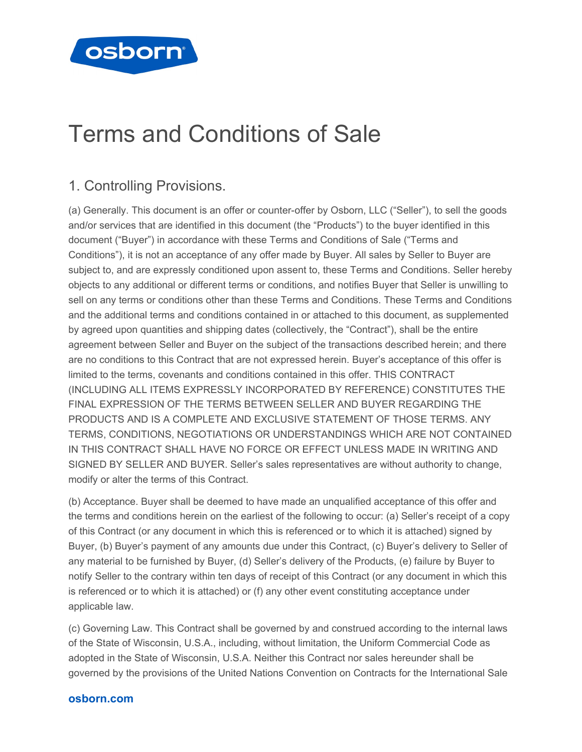# Terms and Conditions of Sale

## 1. Controlling Provisions.

(a) Generally. This document is an offer or counter-offer by Osborn, LLC ("Seller"), to sell the goods and/or services that are identified in this document (the "Products") to the buyer identified in this document ("Buyer") in accordance with these Terms and Conditions of Sale ("Terms and Conditions"), it is not an acceptance of any offer made by Buyer. All sales by Seller to Buyer are subject to, and are expressly conditioned upon assent to, these Terms and Conditions. Seller hereby objects to any additional or different terms or conditions, and notifies Buyer that Seller is unwilling to sell on any terms or conditions other than these Terms and Conditions. These Terms and Conditions and the additional terms and conditions contained in or attached to this document, as supplemented by agreed upon quantities and shipping dates (collectively, the "Contract"), shall be the entire agreement between Seller and Buyer on the subject of the transactions described herein; and there are no conditions to this Contract that are not expressed herein. Buyer's acceptance of this offer is limited to the terms, covenants and conditions contained in this offer. THIS CONTRACT (INCLUDING ALL ITEMS EXPRESSLY INCORPORATED BY REFERENCE) CONSTITUTES THE FINAL EXPRESSION OF THE TERMS BETWEEN SELLER AND BUYER REGARDING THE PRODUCTS AND IS A COMPLETE AND EXCLUSIVE STATEMENT OF THOSE TERMS. ANY TERMS, CONDITIONS, NEGOTIATIONS OR UNDERSTANDINGS WHICH ARE NOT CONTAINED IN THIS CONTRACT SHALL HAVE NO FORCE OR EFFECT UNLESS MADE IN WRITING AND SIGNED BY SELLER AND BUYER. Seller's sales representatives are without authority to change, modify or alter the terms of this Contract.

(b) Acceptance. Buyer shall be deemed to have made an unqualified acceptance of this offer and the terms and conditions herein on the earliest of the following to occur: (a) Seller's receipt of a copy of this Contract (or any document in which this is referenced or to which it is attached) signed by Buyer, (b) Buyer's payment of any amounts due under this Contract, (c) Buyer's delivery to Seller of any material to be furnished by Buyer, (d) Seller's delivery of the Products, (e) failure by Buyer to notify Seller to the contrary within ten days of receipt of this Contract (or any document in which this is referenced or to which it is attached) or (f) any other event constituting acceptance under applicable law.

(c) Governing Law. This Contract shall be governed by and construed according to the internal laws of the State of Wisconsin, U.S.A., including, without limitation, the Uniform Commercial Code as adopted in the State of Wisconsin, U.S.A. Neither this Contract nor sales hereunder shall be governed by the provisions of the United Nations Convention on Contracts for the International Sale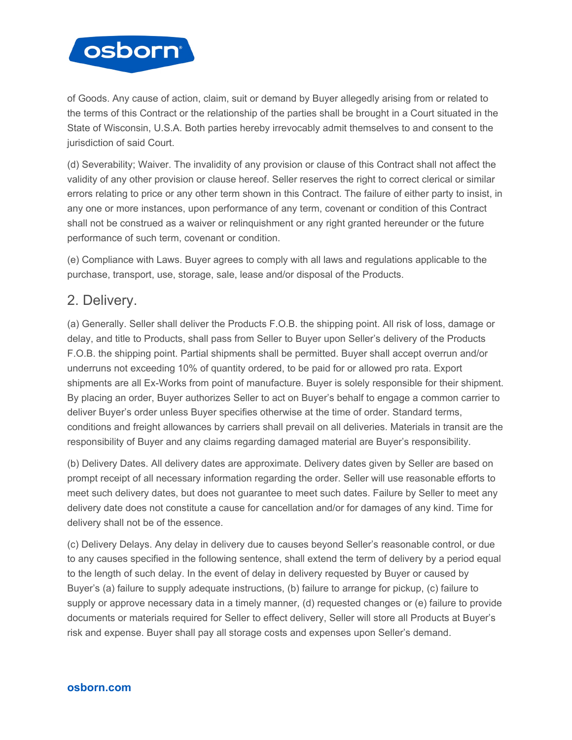of Goods. Any cause of action, claim, suit or demand by Buyer allegedly arising from or related to the terms of this Contract or the relationship of the parties shall be brought in a Court situated in the State of Wisconsin, U.S.A. Both parties hereby irrevocably admit themselves to and consent to the jurisdiction of said Court.

(d) Severability; Waiver. The invalidity of any provision or clause of this Contract shall not affect the validity of any other provision or clause hereof. Seller reserves the right to correct clerical or similar errors relating to price or any other term shown in this Contract. The failure of either party to insist, in any one or more instances, upon performance of any term, covenant or condition of this Contract shall not be construed as a waiver or relinquishment or any right granted hereunder or the future performance of such term, covenant or condition.

(e) Compliance with Laws. Buyer agrees to comply with all laws and regulations applicable to the purchase, transport, use, storage, sale, lease and/or disposal of the Products.

## 2. Delivery.

(a) Generally. Seller shall deliver the Products F.O.B. the shipping point. All risk of loss, damage or delay, and title to Products, shall pass from Seller to Buyer upon Seller's delivery of the Products F.O.B. the shipping point. Partial shipments shall be permitted. Buyer shall accept overrun and/or underruns not exceeding 10% of quantity ordered, to be paid for or allowed pro rata. Export shipments are all Ex-Works from point of manufacture. Buyer is solely responsible for their shipment. By placing an order, Buyer authorizes Seller to act on Buyer's behalf to engage a common carrier to deliver Buyer's order unless Buyer specifies otherwise at the time of order. Standard terms, conditions and freight allowances by carriers shall prevail on all deliveries. Materials in transit are the responsibility of Buyer and any claims regarding damaged material are Buyer's responsibility.

(b) Delivery Dates. All delivery dates are approximate. Delivery dates given by Seller are based on prompt receipt of all necessary information regarding the order. Seller will use reasonable efforts to meet such delivery dates, but does not guarantee to meet such dates. Failure by Seller to meet any delivery date does not constitute a cause for cancellation and/or for damages of any kind. Time for delivery shall not be of the essence.

(c) Delivery Delays. Any delay in delivery due to causes beyond Seller's reasonable control, or due to any causes specified in the following sentence, shall extend the term of delivery by a period equal to the length of such delay. In the event of delay in delivery requested by Buyer or caused by Buyer's (a) failure to supply adequate instructions, (b) failure to arrange for pickup, (c) failure to supply or approve necessary data in a timely manner, (d) requested changes or (e) failure to provide documents or materials required for Seller to effect delivery, Seller will store all Products at Buyer's risk and expense. Buyer shall pay all storage costs and expenses upon Seller's demand.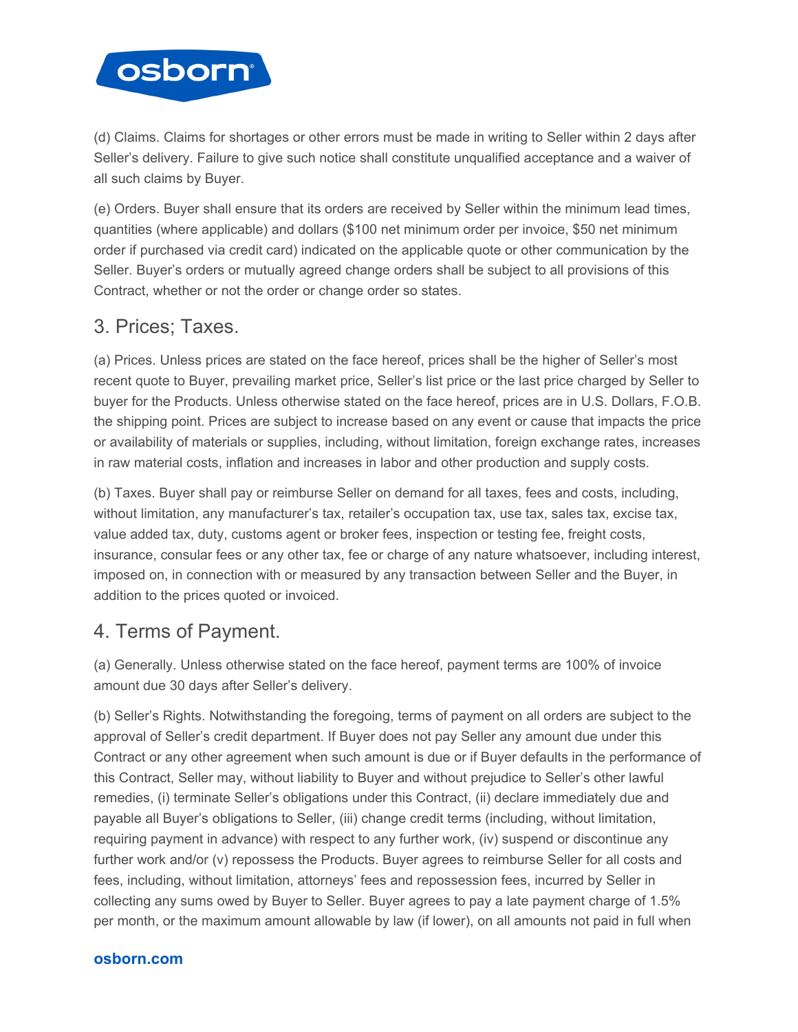(d) Claims. Claims for shortages or other errors must be made in writing to Seller within 2 days after Seller's delivery. Failure to give such notice shall constitute unqualified acceptance and a waiver of all such claims by Buyer.

(e) Orders. Buyer shall ensure that its orders are received by Seller within the minimum lead times, quantities (where applicable) and dollars ($100 net minimum order per invoice, $50 net minimum order if purchased via credit card) indicated on the applicable quote or other communication by the Seller. Buyer's orders or mutually agreed change orders shall be subject to all provisions of this Contract, whether or not the order or change order so states.

## 3. Prices; Taxes.

(a) Prices. Unless prices are stated on the face hereof, prices shall be the higher of Seller's most recent quote to Buyer, prevailing market price, Seller's list price or the last price charged by Seller to buyer for the Products. Unless otherwise stated on the face hereof, prices are in U.S. Dollars, F.O.B. the shipping point. Prices are subject to increase based on any event or cause that impacts the price or availability of materials or supplies, including, without limitation, foreign exchange rates, increases in raw material costs, inflation and increases in labor and other production and supply costs.

(b) Taxes. Buyer shall pay or reimburse Seller on demand for all taxes, fees and costs, including, without limitation, any manufacturer's tax, retailer's occupation tax, use tax, sales tax, excise tax, value added tax, duty, customs agent or broker fees, inspection or testing fee, freight costs, insurance, consular fees or any other tax, fee or charge of any nature whatsoever, including interest, imposed on, in connection with or measured by any transaction between Seller and the Buyer, in addition to the prices quoted or invoiced.

## 4. Terms of Payment.

(a) Generally. Unless otherwise stated on the face hereof, payment terms are 100% of invoice amount due 30 days after Seller's delivery.

(b) Seller's Rights. Notwithstanding the foregoing, terms of payment on all orders are subject to the approval of Seller's credit department. If Buyer does not pay Seller any amount due under this Contract or any other agreement when such amount is due or if Buyer defaults in the performance of this Contract, Seller may, without liability to Buyer and without prejudice to Seller's other lawful remedies, (i) terminate Seller's obligations under this Contract, (ii) declare immediately due and payable all Buyer's obligations to Seller, (iii) change credit terms (including, without limitation, requiring payment in advance) with respect to any further work, (iv) suspend or discontinue any further work and/or (v) repossess the Products. Buyer agrees to reimburse Seller for all costs and fees, including, without limitation, attorneys' fees and repossession fees, incurred by Seller in collecting any sums owed by Buyer to Seller. Buyer agrees to pay a late payment charge of 1.5% per month, or the maximum amount allowable by law (if lower), on all amounts not paid in full when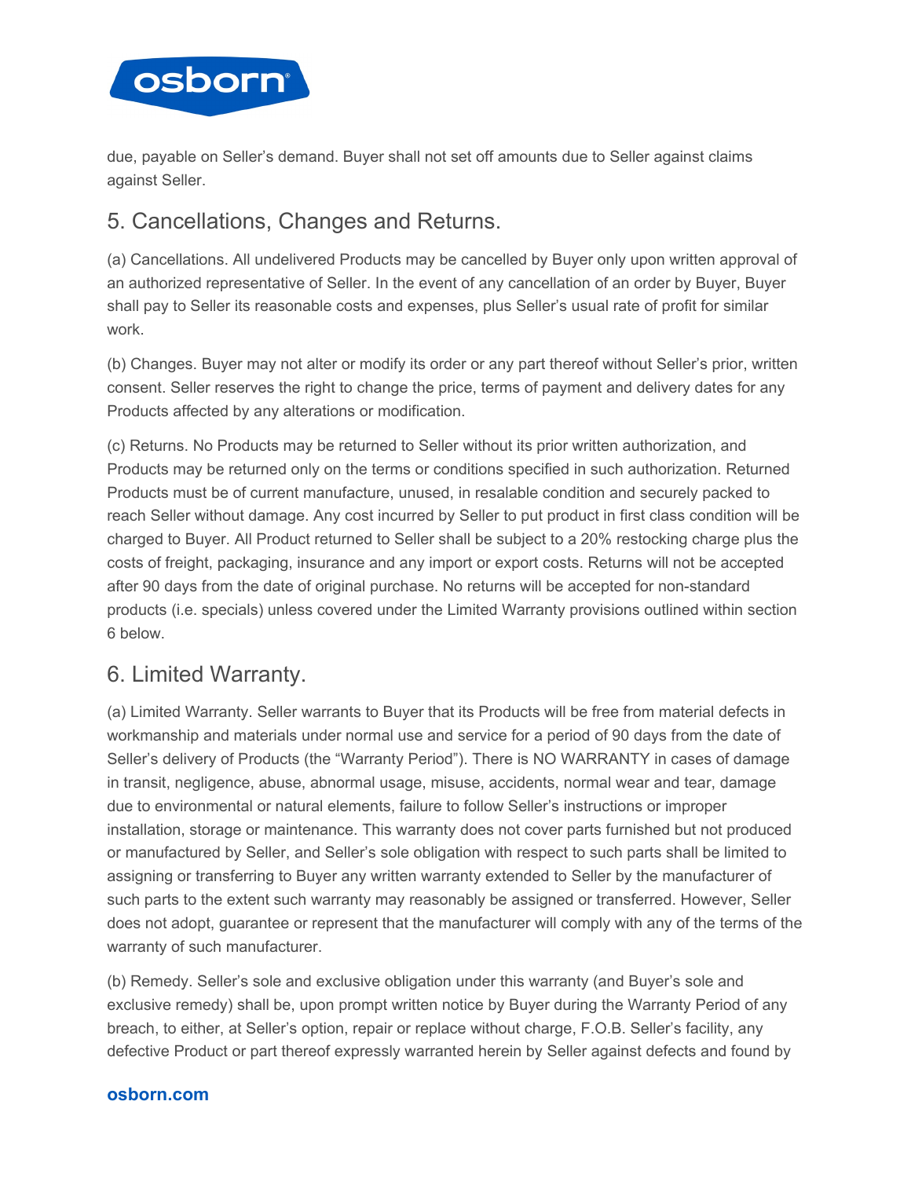due, payable on Seller's demand. Buyer shall not set off amounts due to Seller against claims against Seller.

## 5. Cancellations, Changes and Returns.

(a) Cancellations. All undelivered Products may be cancelled by Buyer only upon written approval of an authorized representative of Seller. In the event of any cancellation of an order by Buyer, Buyer shall pay to Seller its reasonable costs and expenses, plus Seller's usual rate of profit for similar work.

(b) Changes. Buyer may not alter or modify its order or any part thereof without Seller's prior, written consent. Seller reserves the right to change the price, terms of payment and delivery dates for any Products affected by any alterations or modification.

(c) Returns. No Products may be returned to Seller without its prior written authorization, and Products may be returned only on the terms or conditions specified in such authorization. Returned Products must be of current manufacture, unused, in resalable condition and securely packed to reach Seller without damage. Any cost incurred by Seller to put product in first class condition will be charged to Buyer. All Product returned to Seller shall be subject to a 20% restocking charge plus the costs of freight, packaging, insurance and any import or export costs. Returns will not be accepted after 90 days from the date of original purchase. No returns will be accepted for non-standard products (i.e. specials) unless covered under the Limited Warranty provisions outlined within section 6 below.

## 6. Limited Warranty.

(a) Limited Warranty. Seller warrants to Buyer that its Products will be free from material defects in workmanship and materials under normal use and service for a period of 90 days from the date of Seller's delivery of Products (the "Warranty Period"). There is NO WARRANTY in cases of damage in transit, negligence, abuse, abnormal usage, misuse, accidents, normal wear and tear, damage due to environmental or natural elements, failure to follow Seller's instructions or improper installation, storage or maintenance. This warranty does not cover parts furnished but not produced or manufactured by Seller, and Seller's sole obligation with respect to such parts shall be limited to assigning or transferring to Buyer any written warranty extended to Seller by the manufacturer of such parts to the extent such warranty may reasonably be assigned or transferred. However, Seller does not adopt, guarantee or represent that the manufacturer will comply with any of the terms of the warranty of such manufacturer.

(b) Remedy. Seller's sole and exclusive obligation under this warranty (and Buyer's sole and exclusive remedy) shall be, upon prompt written notice by Buyer during the Warranty Period of any breach, to either, at Seller's option, repair or replace without charge, F.O.B. Seller's facility, any defective Product or part thereof expressly warranted herein by Seller against defects and found by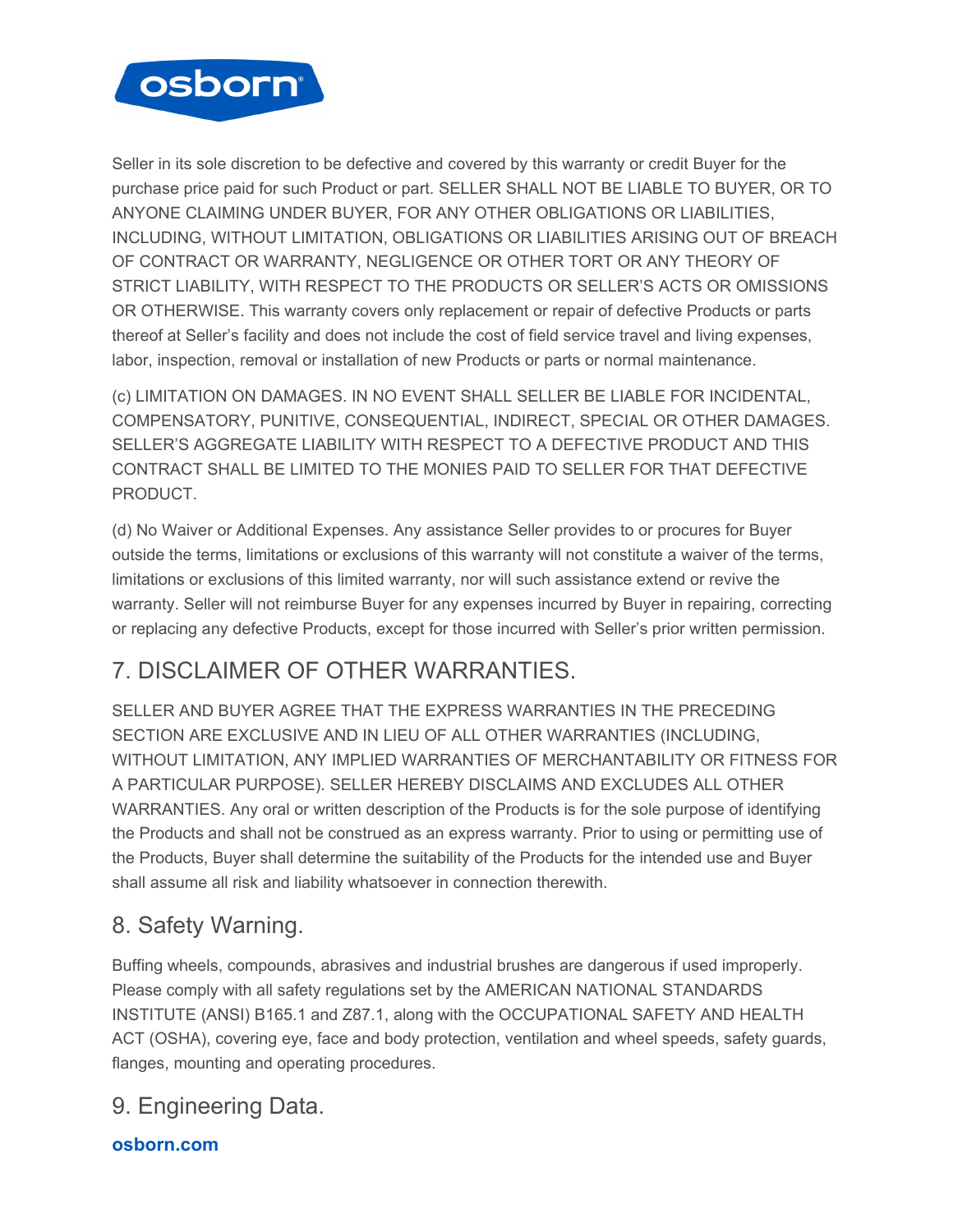Seller in its sole discretion to be defective and covered by this warranty or credit Buyer for the purchase price paid for such Product or part. SELLER SHALL NOT BE LIABLE TO BUYER, OR TO ANYONE CLAIMING UNDER BUYER, FOR ANY OTHER OBLIGATIONS OR LIABILITIES, INCLUDING, WITHOUT LIMITATION, OBLIGATIONS OR LIABILITIES ARISING OUT OF BREACH OF CONTRACT OR WARRANTY, NEGLIGENCE OR OTHER TORT OR ANY THEORY OF STRICT LIABILITY, WITH RESPECT TO THE PRODUCTS OR SELLER'S ACTS OR OMISSIONS OR OTHERWISE. This warranty covers only replacement or repair of defective Products or parts thereof at Seller's facility and does not include the cost of field service travel and living expenses, labor, inspection, removal or installation of new Products or parts or normal maintenance.

(c) LIMITATION ON DAMAGES. IN NO EVENT SHALL SELLER BE LIABLE FOR INCIDENTAL, COMPENSATORY, PUNITIVE, CONSEQUENTIAL, INDIRECT, SPECIAL OR OTHER DAMAGES. SELLER'S AGGREGATE LIABILITY WITH RESPECT TO A DEFECTIVE PRODUCT AND THIS CONTRACT SHALL BE LIMITED TO THE MONIES PAID TO SELLER FOR THAT DEFECTIVE PRODUCT.

(d) No Waiver or Additional Expenses. Any assistance Seller provides to or procures for Buyer outside the terms, limitations or exclusions of this warranty will not constitute a waiver of the terms, limitations or exclusions of this limited warranty, nor will such assistance extend or revive the warranty. Seller will not reimburse Buyer for any expenses incurred by Buyer in repairing, correcting or replacing any defective Products, except for those incurred with Seller's prior written permission.

## 7. DISCLAIMER OF OTHER WARRANTIES.

SELLER AND BUYER AGREE THAT THE EXPRESS WARRANTIES IN THE PRECEDING SECTION ARE EXCLUSIVE AND IN LIEU OF ALL OTHER WARRANTIES (INCLUDING, WITHOUT LIMITATION, ANY IMPLIED WARRANTIES OF MERCHANTABILITY OR FITNESS FOR A PARTICULAR PURPOSE). SELLER HEREBY DISCLAIMS AND EXCLUDES ALL OTHER WARRANTIES. Any oral or written description of the Products is for the sole purpose of identifying the Products and shall not be construed as an express warranty. Prior to using or permitting use of the Products, Buyer shall determine the suitability of the Products for the intended use and Buyer shall assume all risk and liability whatsoever in connection therewith.

## 8. Safety Warning.

Buffing wheels, compounds, abrasives and industrial brushes are dangerous if used improperly. Please comply with all safety regulations set by the AMERICAN NATIONAL STANDARDS INSTITUTE (ANSI) B165.1 and Z87.1, along with the OCCUPATIONAL SAFETY AND HEALTH ACT (OSHA), covering eye, face and body protection, ventilation and wheel speeds, safety guards, flanges, mounting and operating procedures.

## 9. Engineering Data.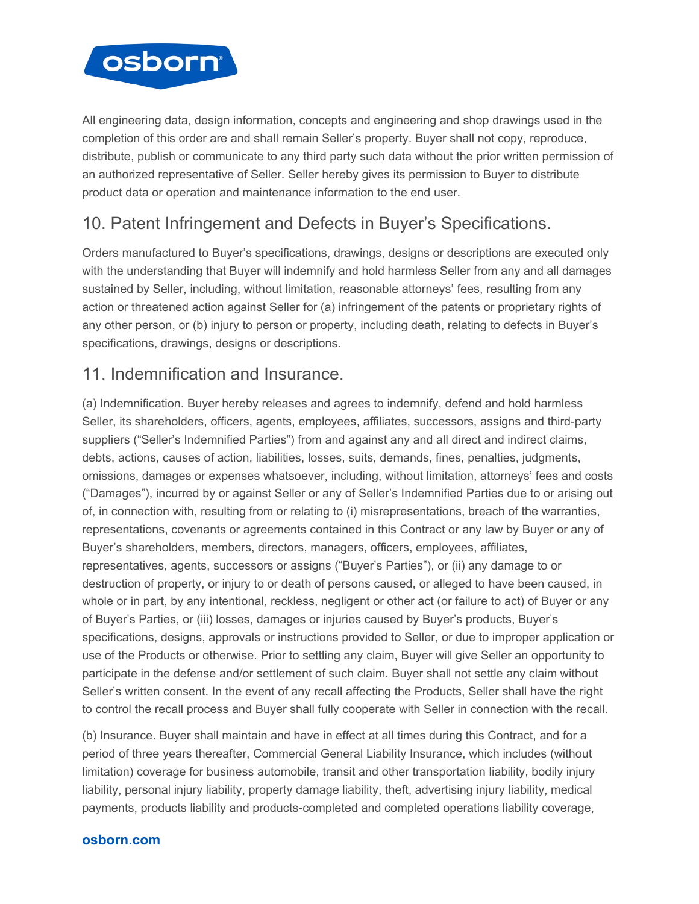All engineering data, design information, concepts and engineering and shop drawings used in the completion of this order are and shall remain Seller's property. Buyer shall not copy, reproduce, distribute, publish or communicate to any third party such data without the prior written permission of an authorized representative of Seller. Seller hereby gives its permission to Buyer to distribute product data or operation and maintenance information to the end user.

## 10. Patent Infringement and Defects in Buyer's Specifications.

Orders manufactured to Buyer's specifications, drawings, designs or descriptions are executed only with the understanding that Buyer will indemnify and hold harmless Seller from any and all damages sustained by Seller, including, without limitation, reasonable attorneys' fees, resulting from any action or threatened action against Seller for (a) infringement of the patents or proprietary rights of any other person, or (b) injury to person or property, including death, relating to defects in Buyer's specifications, drawings, designs or descriptions.

## 11. Indemnification and Insurance.

(a) Indemnification. Buyer hereby releases and agrees to indemnify, defend and hold harmless Seller, its shareholders, officers, agents, employees, affiliates, successors, assigns and third-party suppliers ("Seller's Indemnified Parties") from and against any and all direct and indirect claims, debts, actions, causes of action, liabilities, losses, suits, demands, fines, penalties, judgments, omissions, damages or expenses whatsoever, including, without limitation, attorneys' fees and costs ("Damages"), incurred by or against Seller or any of Seller's Indemnified Parties due to or arising out of, in connection with, resulting from or relating to (i) misrepresentations, breach of the warranties, representations, covenants or agreements contained in this Contract or any law by Buyer or any of Buyer's shareholders, members, directors, managers, officers, employees, affiliates, representatives, agents, successors or assigns ("Buyer's Parties"), or (ii) any damage to or destruction of property, or injury to or death of persons caused, or alleged to have been caused, in whole or in part, by any intentional, reckless, negligent or other act (or failure to act) of Buyer or any of Buyer's Parties, or (iii) losses, damages or injuries caused by Buyer's products, Buyer's specifications, designs, approvals or instructions provided to Seller, or due to improper application or use of the Products or otherwise. Prior to settling any claim, Buyer will give Seller an opportunity to participate in the defense and/or settlement of such claim. Buyer shall not settle any claim without Seller's written consent. In the event of any recall affecting the Products, Seller shall have the right to control the recall process and Buyer shall fully cooperate with Seller in connection with the recall.

(b) Insurance. Buyer shall maintain and have in effect at all times during this Contract, and for a period of three years thereafter, Commercial General Liability Insurance, which includes (without limitation) coverage for business automobile, transit and other transportation liability, bodily injury liability, personal injury liability, property damage liability, theft, advertising injury liability, medical payments, products liability and products-completed and completed operations liability coverage,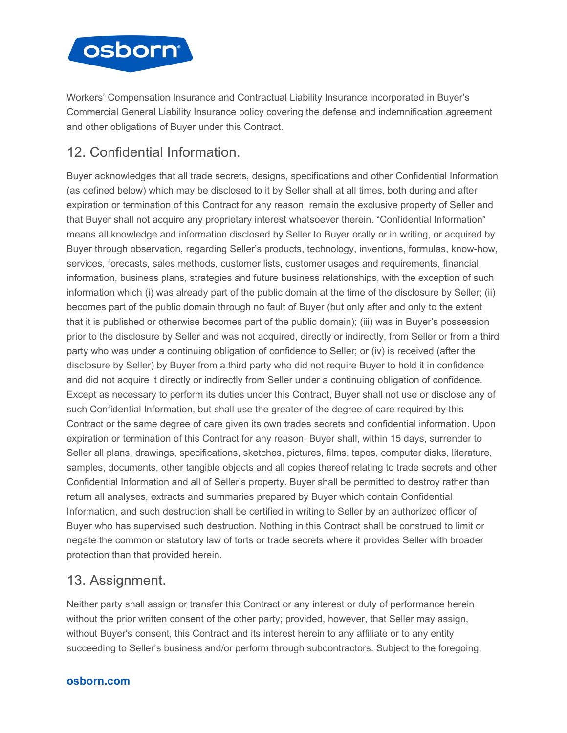Workers' Compensation Insurance and Contractual Liability Insurance incorporated in Buyer's Commercial General Liability Insurance policy covering the defense and indemnification agreement and other obligations of Buyer under this Contract.

## 12. Confidential Information.

Buyer acknowledges that all trade secrets, designs, specifications and other Confidential Information (as defined below) which may be disclosed to it by Seller shall at all times, both during and after expiration or termination of this Contract for any reason, remain the exclusive property of Seller and that Buyer shall not acquire any proprietary interest whatsoever therein. "Confidential Information" means all knowledge and information disclosed by Seller to Buyer orally or in writing, or acquired by Buyer through observation, regarding Seller's products, technology, inventions, formulas, know-how, services, forecasts, sales methods, customer lists, customer usages and requirements, financial information, business plans, strategies and future business relationships, with the exception of such information which (i) was already part of the public domain at the time of the disclosure by Seller; (ii) becomes part of the public domain through no fault of Buyer (but only after and only to the extent that it is published or otherwise becomes part of the public domain); (iii) was in Buyer's possession prior to the disclosure by Seller and was not acquired, directly or indirectly, from Seller or from a third party who was under a continuing obligation of confidence to Seller; or (iv) is received (after the disclosure by Seller) by Buyer from a third party who did not require Buyer to hold it in confidence and did not acquire it directly or indirectly from Seller under a continuing obligation of confidence. Except as necessary to perform its duties under this Contract, Buyer shall not use or disclose any of such Confidential Information, but shall use the greater of the degree of care required by this Contract or the same degree of care given its own trades secrets and confidential information. Upon expiration or termination of this Contract for any reason, Buyer shall, within 15 days, surrender to Seller all plans, drawings, specifications, sketches, pictures, films, tapes, computer disks, literature, samples, documents, other tangible objects and all copies thereof relating to trade secrets and other Confidential Information and all of Seller's property. Buyer shall be permitted to destroy rather than return all analyses, extracts and summaries prepared by Buyer which contain Confidential Information, and such destruction shall be certified in writing to Seller by an authorized officer of Buyer who has supervised such destruction. Nothing in this Contract shall be construed to limit or negate the common or statutory law of torts or trade secrets where it provides Seller with broader protection than that provided herein.

## 13. Assignment.

Neither party shall assign or transfer this Contract or any interest or duty of performance herein without the prior written consent of the other party; provided, however, that Seller may assign, without Buyer's consent, this Contract and its interest herein to any affiliate or to any entity succeeding to Seller's business and/or perform through subcontractors. Subject to the foregoing,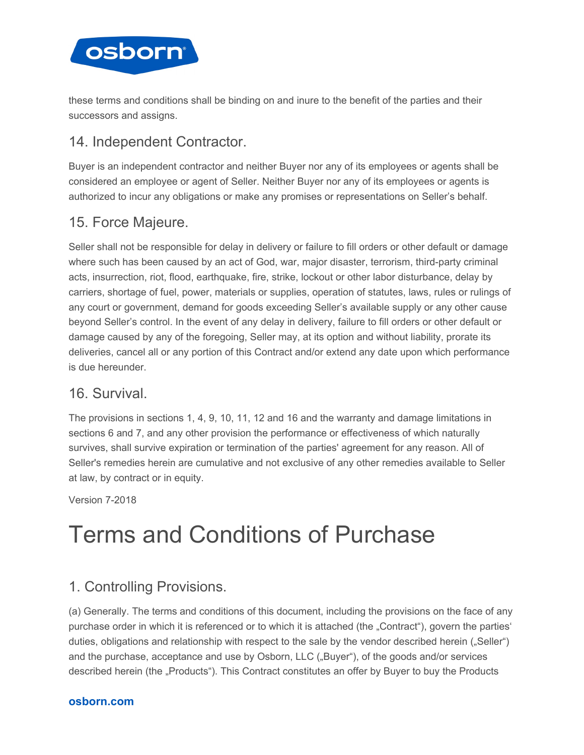these terms and conditions shall be binding on and inure to the benefit of the parties and their successors and assigns.

## 14. Independent Contractor.

Buyer is an independent contractor and neither Buyer nor any of its employees or agents shall be considered an employee or agent of Seller. Neither Buyer nor any of its employees or agents is authorized to incur any obligations or make any promises or representations on Seller's behalf.

## 15. Force Majeure.

Seller shall not be responsible for delay in delivery or failure to fill orders or other default or damage where such has been caused by an act of God, war, major disaster, terrorism, third-party criminal acts, insurrection, riot, flood, earthquake, fire, strike, lockout or other labor disturbance, delay by carriers, shortage of fuel, power, materials or supplies, operation of statutes, laws, rules or rulings of any court or government, demand for goods exceeding Seller's available supply or any other cause beyond Seller's control. In the event of any delay in delivery, failure to fill orders or other default or damage caused by any of the foregoing, Seller may, at its option and without liability, prorate its deliveries, cancel all or any portion of this Contract and/or extend any date upon which performance is due hereunder.

## 16. Survival.

The provisions in sections 1, 4, 9, 10, 11, 12 and 16 and the warranty and damage limitations in sections 6 and 7, and any other provision the performance or effectiveness of which naturally survives, shall survive expiration or termination of the parties' agreement for any reason. All of Seller's remedies herein are cumulative and not exclusive of any other remedies available to Seller at law, by contract or in equity.

Version 7-2018

# Terms and Conditions of Purchase

## 1. Controlling Provisions.

(a) Generally. The terms and conditions of this document, including the provisions on the face of any purchase order in which it is referenced or to which it is attached (the „Contract"), govern the parties' duties, obligations and relationship with respect to the sale by the vendor described herein („Seller") and the purchase, acceptance and use by Osborn, LLC („Buyer"), of the goods and/or services described herein (the „Products"). This Contract constitutes an offer by Buyer to buy the Products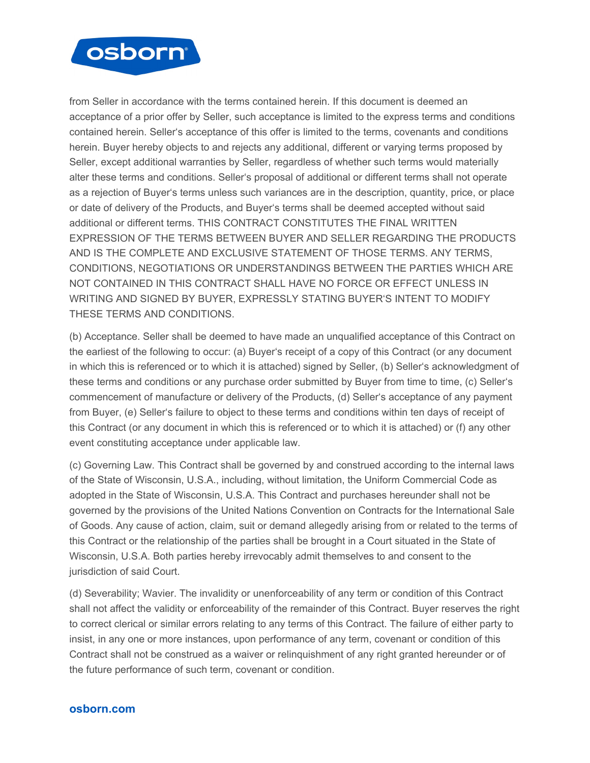from Seller in accordance with the terms contained herein. If this document is deemed an acceptance of a prior offer by Seller, such acceptance is limited to the express terms and conditions contained herein. Seller's acceptance of this offer is limited to the terms, covenants and conditions herein. Buyer hereby objects to and rejects any additional, different or varying terms proposed by Seller, except additional warranties by Seller, regardless of whether such terms would materially alter these terms and conditions. Seller's proposal of additional or different terms shall not operate as a rejection of Buyer's terms unless such variances are in the description, quantity, price, or place or date of delivery of the Products, and Buyer's terms shall be deemed accepted without said additional or different terms. THIS CONTRACT CONSTITUTES THE FINAL WRITTEN EXPRESSION OF THE TERMS BETWEEN BUYER AND SELLER REGARDING THE PRODUCTS AND IS THE COMPLETE AND EXCLUSIVE STATEMENT OF THOSE TERMS. ANY TERMS, CONDITIONS, NEGOTIATIONS OR UNDERSTANDINGS BETWEEN THE PARTIES WHICH ARE NOT CONTAINED IN THIS CONTRACT SHALL HAVE NO FORCE OR EFFECT UNLESS IN WRITING AND SIGNED BY BUYER, EXPRESSLY STATING BUYER'S INTENT TO MODIFY THESE TERMS AND CONDITIONS.

(b) Acceptance. Seller shall be deemed to have made an unqualified acceptance of this Contract on the earliest of the following to occur: (a) Buyer's receipt of a copy of this Contract (or any document in which this is referenced or to which it is attached) signed by Seller, (b) Seller's acknowledgment of these terms and conditions or any purchase order submitted by Buyer from time to time, (c) Seller's commencement of manufacture or delivery of the Products, (d) Seller's acceptance of any payment from Buyer, (e) Seller's failure to object to these terms and conditions within ten days of receipt of this Contract (or any document in which this is referenced or to which it is attached) or (f) any other event constituting acceptance under applicable law.

(c) Governing Law. This Contract shall be governed by and construed according to the internal laws of the State of Wisconsin, U.S.A., including, without limitation, the Uniform Commercial Code as adopted in the State of Wisconsin, U.S.A. This Contract and purchases hereunder shall not be governed by the provisions of the United Nations Convention on Contracts for the International Sale of Goods. Any cause of action, claim, suit or demand allegedly arising from or related to the terms of this Contract or the relationship of the parties shall be brought in a Court situated in the State of Wisconsin, U.S.A. Both parties hereby irrevocably admit themselves to and consent to the jurisdiction of said Court.

(d) Severability; Wavier. The invalidity or unenforceability of any term or condition of this Contract shall not affect the validity or enforceability of the remainder of this Contract. Buyer reserves the right to correct clerical or similar errors relating to any terms of this Contract. The failure of either party to insist, in any one or more instances, upon performance of any term, covenant or condition of this Contract shall not be construed as a waiver or relinquishment of any right granted hereunder or of the future performance of such term, covenant or condition.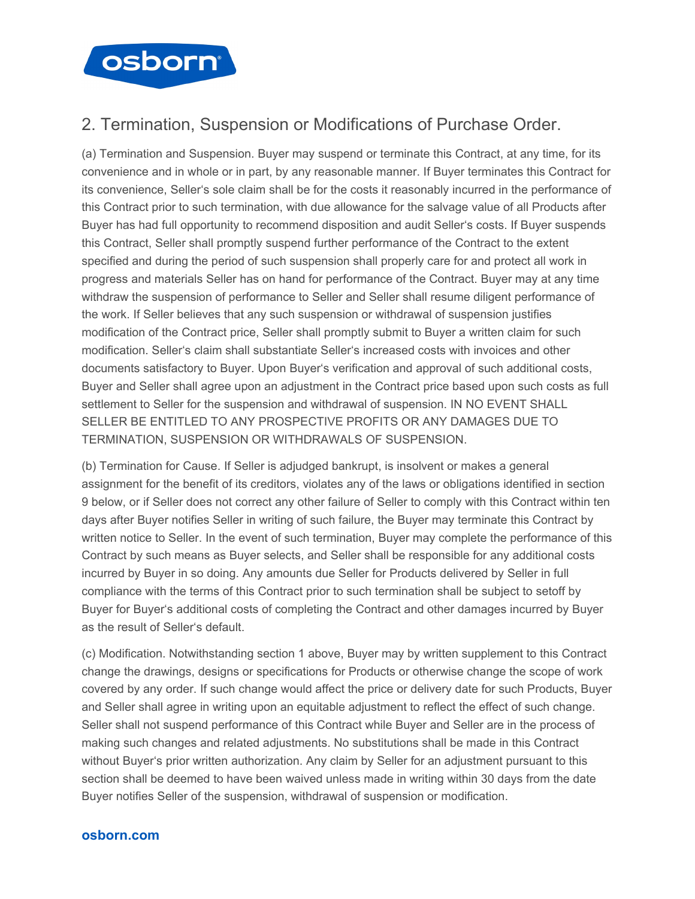## 2. Termination, Suspension or Modifications of Purchase Order.

(a) Termination and Suspension. Buyer may suspend or terminate this Contract, at any time, for its convenience and in whole or in part, by any reasonable manner. If Buyer terminates this Contract for its convenience, Seller's sole claim shall be for the costs it reasonably incurred in the performance of this Contract prior to such termination, with due allowance for the salvage value of all Products after Buyer has had full opportunity to recommend disposition and audit Seller's costs. If Buyer suspends this Contract, Seller shall promptly suspend further performance of the Contract to the extent specified and during the period of such suspension shall properly care for and protect all work in progress and materials Seller has on hand for performance of the Contract. Buyer may at any time withdraw the suspension of performance to Seller and Seller shall resume diligent performance of the work. If Seller believes that any such suspension or withdrawal of suspension justifies modification of the Contract price, Seller shall promptly submit to Buyer a written claim for such modification. Seller's claim shall substantiate Seller's increased costs with invoices and other documents satisfactory to Buyer. Upon Buyer's verification and approval of such additional costs, Buyer and Seller shall agree upon an adjustment in the Contract price based upon such costs as full settlement to Seller for the suspension and withdrawal of suspension. IN NO EVENT SHALL SELLER BE ENTITLED TO ANY PROSPECTIVE PROFITS OR ANY DAMAGES DUE TO TERMINATION, SUSPENSION OR WITHDRAWALS OF SUSPENSION.

(b) Termination for Cause. If Seller is adjudged bankrupt, is insolvent or makes a general assignment for the benefit of its creditors, violates any of the laws or obligations identified in section 9 below, or if Seller does not correct any other failure of Seller to comply with this Contract within ten days after Buyer notifies Seller in writing of such failure, the Buyer may terminate this Contract by written notice to Seller. In the event of such termination, Buyer may complete the performance of this Contract by such means as Buyer selects, and Seller shall be responsible for any additional costs incurred by Buyer in so doing. Any amounts due Seller for Products delivered by Seller in full compliance with the terms of this Contract prior to such termination shall be subject to setoff by Buyer for Buyer's additional costs of completing the Contract and other damages incurred by Buyer as the result of Seller's default.

(c) Modification. Notwithstanding section 1 above, Buyer may by written supplement to this Contract change the drawings, designs or specifications for Products or otherwise change the scope of work covered by any order. If such change would affect the price or delivery date for such Products, Buyer and Seller shall agree in writing upon an equitable adjustment to reflect the effect of such change. Seller shall not suspend performance of this Contract while Buyer and Seller are in the process of making such changes and related adjustments. No substitutions shall be made in this Contract without Buyer's prior written authorization. Any claim by Seller for an adjustment pursuant to this section shall be deemed to have been waived unless made in writing within 30 days from the date Buyer notifies Seller of the suspension, withdrawal of suspension or modification.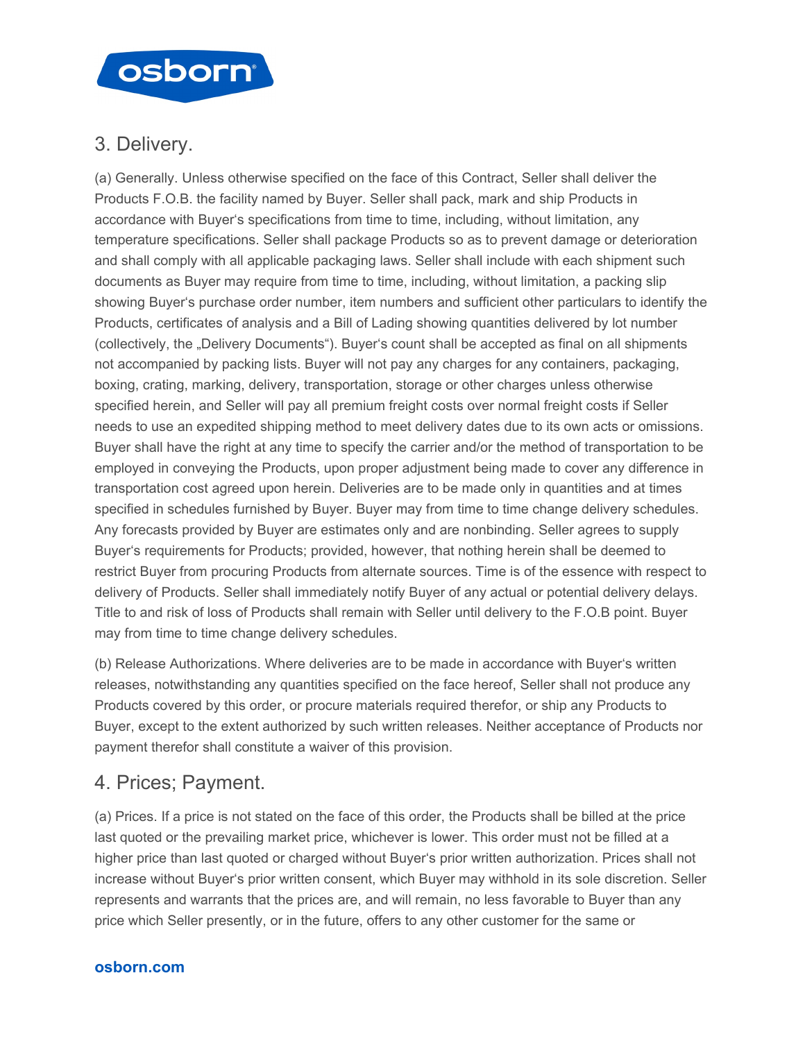## 3. Delivery.

(a) Generally. Unless otherwise specified on the face of this Contract, Seller shall deliver the Products F.O.B. the facility named by Buyer. Seller shall pack, mark and ship Products in accordance with Buyer's specifications from time to time, including, without limitation, any temperature specifications. Seller shall package Products so as to prevent damage or deterioration and shall comply with all applicable packaging laws. Seller shall include with each shipment such documents as Buyer may require from time to time, including, without limitation, a packing slip showing Buyer's purchase order number, item numbers and sufficient other particulars to identify the Products, certificates of analysis and a Bill of Lading showing quantities delivered by lot number (collectively, the „Delivery Documents"). Buyer's count shall be accepted as final on all shipments not accompanied by packing lists. Buyer will not pay any charges for any containers, packaging, boxing, crating, marking, delivery, transportation, storage or other charges unless otherwise specified herein, and Seller will pay all premium freight costs over normal freight costs if Seller needs to use an expedited shipping method to meet delivery dates due to its own acts or omissions. Buyer shall have the right at any time to specify the carrier and/or the method of transportation to be employed in conveying the Products, upon proper adjustment being made to cover any difference in transportation cost agreed upon herein. Deliveries are to be made only in quantities and at times specified in schedules furnished by Buyer. Buyer may from time to time change delivery schedules. Any forecasts provided by Buyer are estimates only and are nonbinding. Seller agrees to supply Buyer's requirements for Products; provided, however, that nothing herein shall be deemed to restrict Buyer from procuring Products from alternate sources. Time is of the essence with respect to delivery of Products. Seller shall immediately notify Buyer of any actual or potential delivery delays. Title to and risk of loss of Products shall remain with Seller until delivery to the F.O.B point. Buyer may from time to time change delivery schedules.

(b) Release Authorizations. Where deliveries are to be made in accordance with Buyer's written releases, notwithstanding any quantities specified on the face hereof, Seller shall not produce any Products covered by this order, or procure materials required therefor, or ship any Products to Buyer, except to the extent authorized by such written releases. Neither acceptance of Products nor payment therefor shall constitute a waiver of this provision.

## 4. Prices; Payment.

(a) Prices. If a price is not stated on the face of this order, the Products shall be billed at the price last quoted or the prevailing market price, whichever is lower. This order must not be filled at a higher price than last quoted or charged without Buyer's prior written authorization. Prices shall not increase without Buyer's prior written consent, which Buyer may withhold in its sole discretion. Seller represents and warrants that the prices are, and will remain, no less favorable to Buyer than any price which Seller presently, or in the future, offers to any other customer for the same or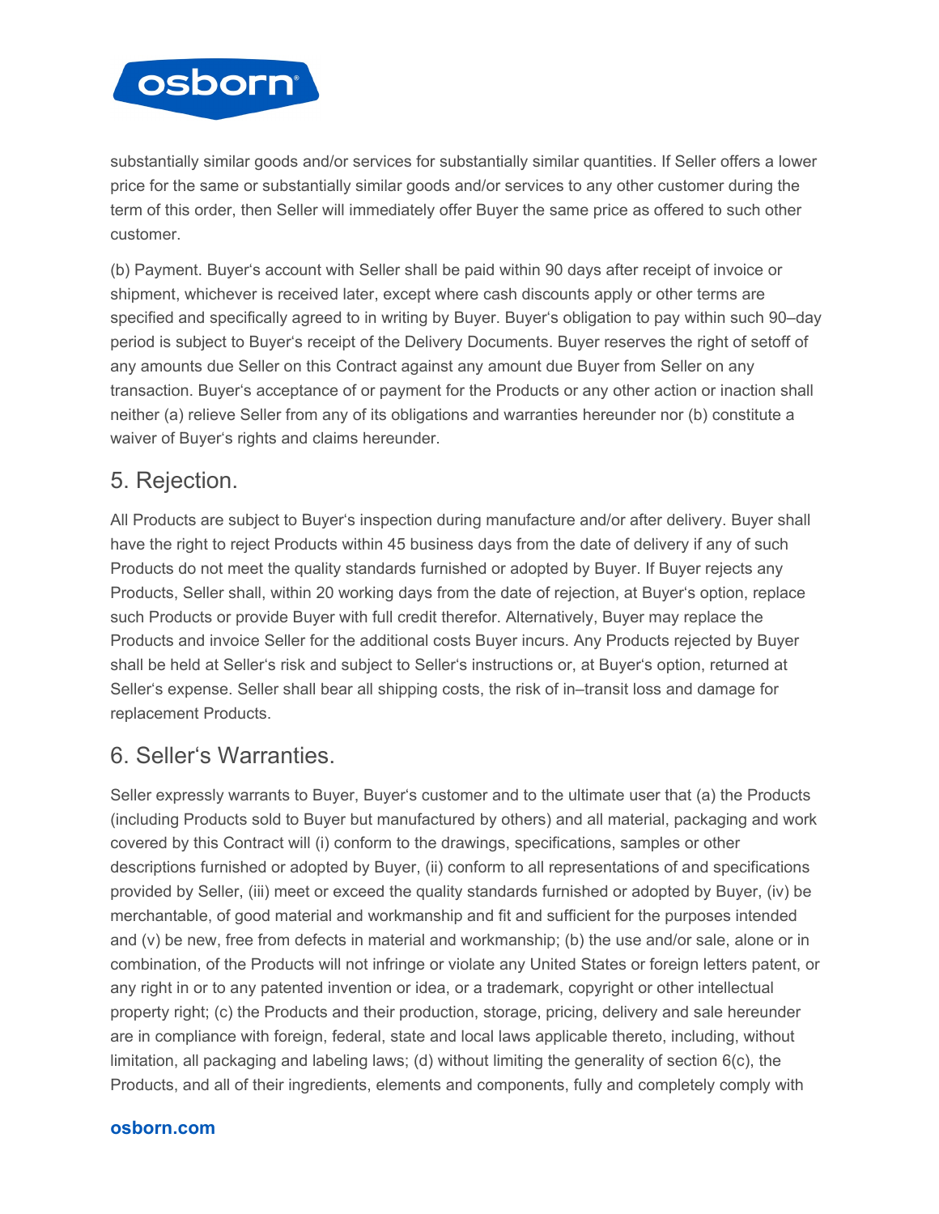substantially similar goods and/or services for substantially similar quantities. If Seller offers a lower price for the same or substantially similar goods and/or services to any other customer during the term of this order, then Seller will immediately offer Buyer the same price as offered to such other customer.

(b) Payment. Buyer's account with Seller shall be paid within 90 days after receipt of invoice or shipment, whichever is received later, except where cash discounts apply or other terms are specified and specifically agreed to in writing by Buyer. Buyer's obligation to pay within such 90–day period is subject to Buyer's receipt of the Delivery Documents. Buyer reserves the right of setoff of any amounts due Seller on this Contract against any amount due Buyer from Seller on any transaction. Buyer's acceptance of or payment for the Products or any other action or inaction shall neither (a) relieve Seller from any of its obligations and warranties hereunder nor (b) constitute a waiver of Buyer's rights and claims hereunder.

## 5. Rejection.

All Products are subject to Buyer's inspection during manufacture and/or after delivery. Buyer shall have the right to reject Products within 45 business days from the date of delivery if any of such Products do not meet the quality standards furnished or adopted by Buyer. If Buyer rejects any Products, Seller shall, within 20 working days from the date of rejection, at Buyer's option, replace such Products or provide Buyer with full credit therefor. Alternatively, Buyer may replace the Products and invoice Seller for the additional costs Buyer incurs. Any Products rejected by Buyer shall be held at Seller's risk and subject to Seller's instructions or, at Buyer's option, returned at Seller's expense. Seller shall bear all shipping costs, the risk of in–transit loss and damage for replacement Products.

## 6. Seller's Warranties.

Seller expressly warrants to Buyer, Buyer's customer and to the ultimate user that (a) the Products (including Products sold to Buyer but manufactured by others) and all material, packaging and work covered by this Contract will (i) conform to the drawings, specifications, samples or other descriptions furnished or adopted by Buyer, (ii) conform to all representations of and specifications provided by Seller, (iii) meet or exceed the quality standards furnished or adopted by Buyer, (iv) be merchantable, of good material and workmanship and fit and sufficient for the purposes intended and (v) be new, free from defects in material and workmanship; (b) the use and/or sale, alone or in combination, of the Products will not infringe or violate any United States or foreign letters patent, or any right in or to any patented invention or idea, or a trademark, copyright or other intellectual property right; (c) the Products and their production, storage, pricing, delivery and sale hereunder are in compliance with foreign, federal, state and local laws applicable thereto, including, without limitation, all packaging and labeling laws; (d) without limiting the generality of section 6(c), the Products, and all of their ingredients, elements and components, fully and completely comply with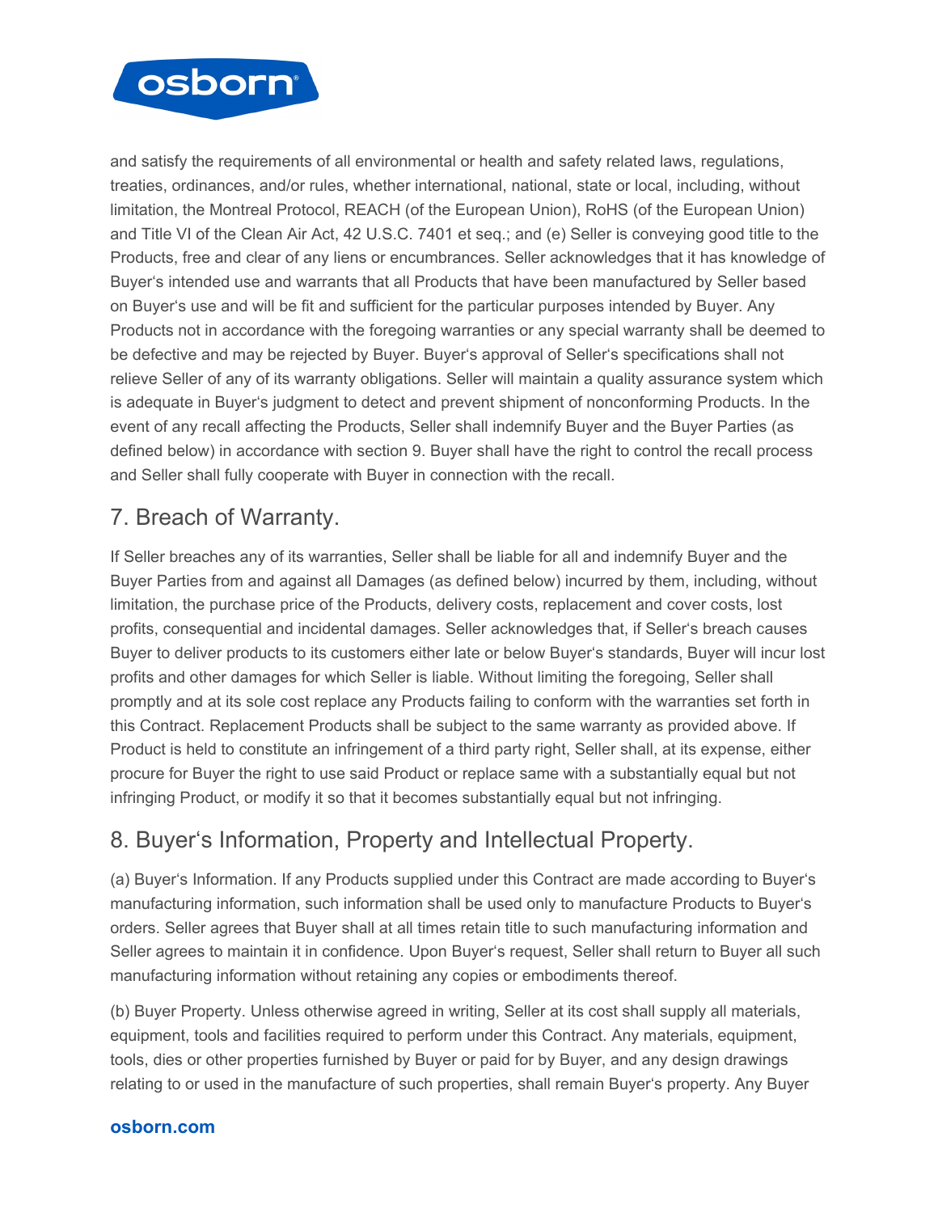and satisfy the requirements of all environmental or health and safety related laws, regulations, treaties, ordinances, and/or rules, whether international, national, state or local, including, without limitation, the Montreal Protocol, REACH (of the European Union), RoHS (of the European Union) and Title VI of the Clean Air Act, 42 U.S.C. 7401 et seq.; and (e) Seller is conveying good title to the Products, free and clear of any liens or encumbrances. Seller acknowledges that it has knowledge of Buyer's intended use and warrants that all Products that have been manufactured by Seller based on Buyer's use and will be fit and sufficient for the particular purposes intended by Buyer. Any Products not in accordance with the foregoing warranties or any special warranty shall be deemed to be defective and may be rejected by Buyer. Buyer's approval of Seller's specifications shall not relieve Seller of any of its warranty obligations. Seller will maintain a quality assurance system which is adequate in Buyer's judgment to detect and prevent shipment of nonconforming Products. In the event of any recall affecting the Products, Seller shall indemnify Buyer and the Buyer Parties (as defined below) in accordance with section 9. Buyer shall have the right to control the recall process and Seller shall fully cooperate with Buyer in connection with the recall.

## 7. Breach of Warranty.

If Seller breaches any of its warranties, Seller shall be liable for all and indemnify Buyer and the Buyer Parties from and against all Damages (as defined below) incurred by them, including, without limitation, the purchase price of the Products, delivery costs, replacement and cover costs, lost profits, consequential and incidental damages. Seller acknowledges that, if Seller's breach causes Buyer to deliver products to its customers either late or below Buyer's standards, Buyer will incur lost profits and other damages for which Seller is liable. Without limiting the foregoing, Seller shall promptly and at its sole cost replace any Products failing to conform with the warranties set forth in this Contract. Replacement Products shall be subject to the same warranty as provided above. If Product is held to constitute an infringement of a third party right, Seller shall, at its expense, either procure for Buyer the right to use said Product or replace same with a substantially equal but not infringing Product, or modify it so that it becomes substantially equal but not infringing.

## 8. Buyer's Information, Property and Intellectual Property.

(a) Buyer's Information. If any Products supplied under this Contract are made according to Buyer's manufacturing information, such information shall be used only to manufacture Products to Buyer's orders. Seller agrees that Buyer shall at all times retain title to such manufacturing information and Seller agrees to maintain it in confidence. Upon Buyer's request, Seller shall return to Buyer all such manufacturing information without retaining any copies or embodiments thereof.

(b) Buyer Property. Unless otherwise agreed in writing, Seller at its cost shall supply all materials, equipment, tools and facilities required to perform under this Contract. Any materials, equipment, tools, dies or other properties furnished by Buyer or paid for by Buyer, and any design drawings relating to or used in the manufacture of such properties, shall remain Buyer's property. Any Buyer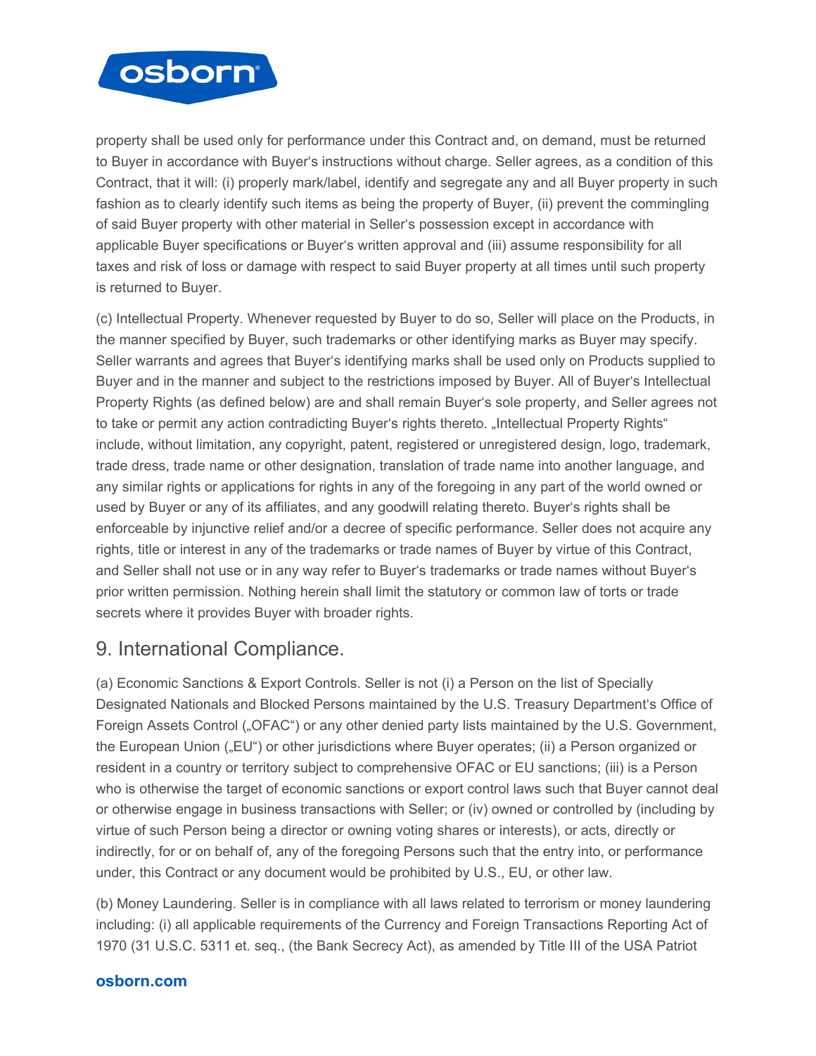property shall be used only for performance under this Contract and, on demand, must be returned to Buyer in accordance with Buyer's instructions without charge. Seller agrees, as a condition of this Contract, that it will: (i) properly mark/label, identify and segregate any and all Buyer property in such fashion as to clearly identify such items as being the property of Buyer, (ii) prevent the commingling of said Buyer property with other material in Seller's possession except in accordance with applicable Buyer specifications or Buyer's written approval and (iii) assume responsibility for all taxes and risk of loss or damage with respect to said Buyer property at all times until such property is returned to Buyer.

(c) Intellectual Property. Whenever requested by Buyer to do so, Seller will place on the Products, in the manner specified by Buyer, such trademarks or other identifying marks as Buyer may specify. Seller warrants and agrees that Buyer's identifying marks shall be used only on Products supplied to Buyer and in the manner and subject to the restrictions imposed by Buyer. All of Buyer's Intellectual Property Rights (as defined below) are and shall remain Buyer's sole property, and Seller agrees not to take or permit any action contradicting Buyer's rights thereto. „Intellectual Property Rights" include, without limitation, any copyright, patent, registered or unregistered design, logo, trademark, trade dress, trade name or other designation, translation of trade name into another language, and any similar rights or applications for rights in any of the foregoing in any part of the world owned or used by Buyer or any of its affiliates, and any goodwill relating thereto. Buyer's rights shall be enforceable by injunctive relief and/or a decree of specific performance. Seller does not acquire any rights, title or interest in any of the trademarks or trade names of Buyer by virtue of this Contract, and Seller shall not use or in any way refer to Buyer's trademarks or trade names without Buyer's prior written permission. Nothing herein shall limit the statutory or common law of torts or trade secrets where it provides Buyer with broader rights.

## 9. International Compliance.

(a) Economic Sanctions & Export Controls. Seller is not (i) a Person on the list of Specially Designated Nationals and Blocked Persons maintained by the U.S. Treasury Department's Office of Foreign Assets Control („OFAC") or any other denied party lists maintained by the U.S. Government, the European Union („EU") or other jurisdictions where Buyer operates; (ii) a Person organized or resident in a country or territory subject to comprehensive OFAC or EU sanctions; (iii) is a Person who is otherwise the target of economic sanctions or export control laws such that Buyer cannot deal or otherwise engage in business transactions with Seller; or (iv) owned or controlled by (including by virtue of such Person being a director or owning voting shares or interests), or acts, directly or indirectly, for or on behalf of, any of the foregoing Persons such that the entry into, or performance under, this Contract or any document would be prohibited by U.S., EU, or other law.

(b) Money Laundering. Seller is in compliance with all laws related to terrorism or money laundering including: (i) all applicable requirements of the Currency and Foreign Transactions Reporting Act of 1970 (31 U.S.C. 5311 et. seq., (the Bank Secrecy Act), as amended by Title III of the USA Patriot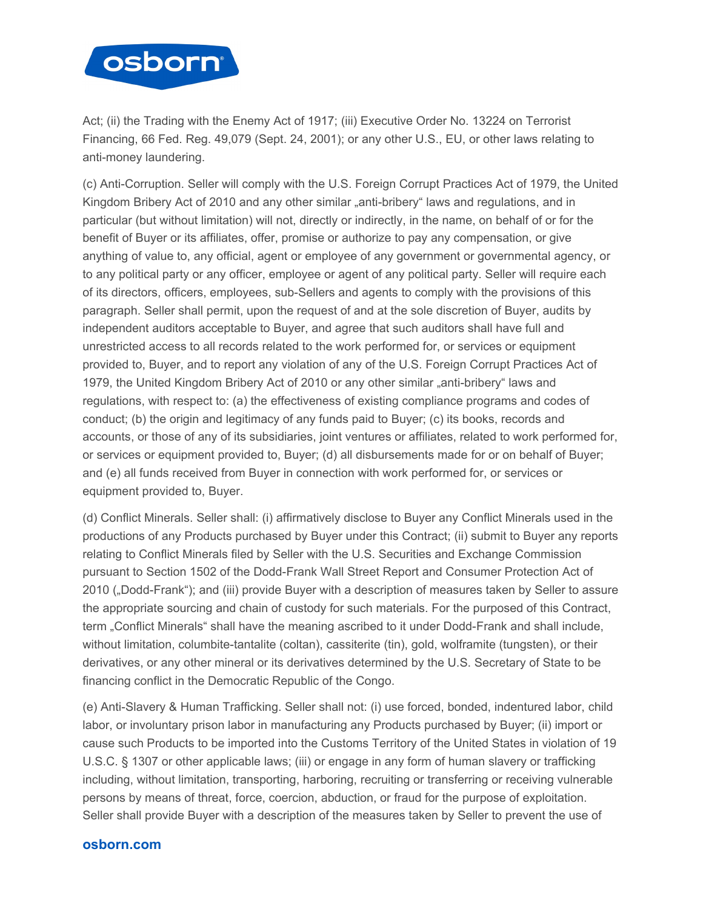Act; (ii) the Trading with the Enemy Act of 1917; (iii) Executive Order No. 13224 on Terrorist Financing, 66 Fed. Reg. 49,079 (Sept. 24, 2001); or any other U.S., EU, or other laws relating to anti-money laundering.

(c) Anti-Corruption. Seller will comply with the U.S. Foreign Corrupt Practices Act of 1979, the United Kingdom Bribery Act of 2010 and any other similar „anti-bribery" laws and regulations, and in particular (but without limitation) will not, directly or indirectly, in the name, on behalf of or for the benefit of Buyer or its affiliates, offer, promise or authorize to pay any compensation, or give anything of value to, any official, agent or employee of any government or governmental agency, or to any political party or any officer, employee or agent of any political party. Seller will require each of its directors, officers, employees, sub-Sellers and agents to comply with the provisions of this paragraph. Seller shall permit, upon the request of and at the sole discretion of Buyer, audits by independent auditors acceptable to Buyer, and agree that such auditors shall have full and unrestricted access to all records related to the work performed for, or services or equipment provided to, Buyer, and to report any violation of any of the U.S. Foreign Corrupt Practices Act of 1979, the United Kingdom Bribery Act of 2010 or any other similar „anti-bribery" laws and regulations, with respect to: (a) the effectiveness of existing compliance programs and codes of conduct; (b) the origin and legitimacy of any funds paid to Buyer; (c) its books, records and accounts, or those of any of its subsidiaries, joint ventures or affiliates, related to work performed for, or services or equipment provided to, Buyer; (d) all disbursements made for or on behalf of Buyer; and (e) all funds received from Buyer in connection with work performed for, or services or equipment provided to, Buyer.

(d) Conflict Minerals. Seller shall: (i) affirmatively disclose to Buyer any Conflict Minerals used in the productions of any Products purchased by Buyer under this Contract; (ii) submit to Buyer any reports relating to Conflict Minerals filed by Seller with the U.S. Securities and Exchange Commission pursuant to Section 1502 of the Dodd-Frank Wall Street Report and Consumer Protection Act of 2010 („Dodd-Frank"); and (iii) provide Buyer with a description of measures taken by Seller to assure the appropriate sourcing and chain of custody for such materials. For the purposed of this Contract, term „Conflict Minerals" shall have the meaning ascribed to it under Dodd-Frank and shall include, without limitation, columbite-tantalite (coltan), cassiterite (tin), gold, wolframite (tungsten), or their derivatives, or any other mineral or its derivatives determined by the U.S. Secretary of State to be financing conflict in the Democratic Republic of the Congo.

(e) Anti-Slavery & Human Trafficking. Seller shall not: (i) use forced, bonded, indentured labor, child labor, or involuntary prison labor in manufacturing any Products purchased by Buyer; (ii) import or cause such Products to be imported into the Customs Territory of the United States in violation of 19 U.S.C. § 1307 or other applicable laws; (iii) or engage in any form of human slavery or trafficking including, without limitation, transporting, harboring, recruiting or transferring or receiving vulnerable persons by means of threat, force, coercion, abduction, or fraud for the purpose of exploitation. Seller shall provide Buyer with a description of the measures taken by Seller to prevent the use of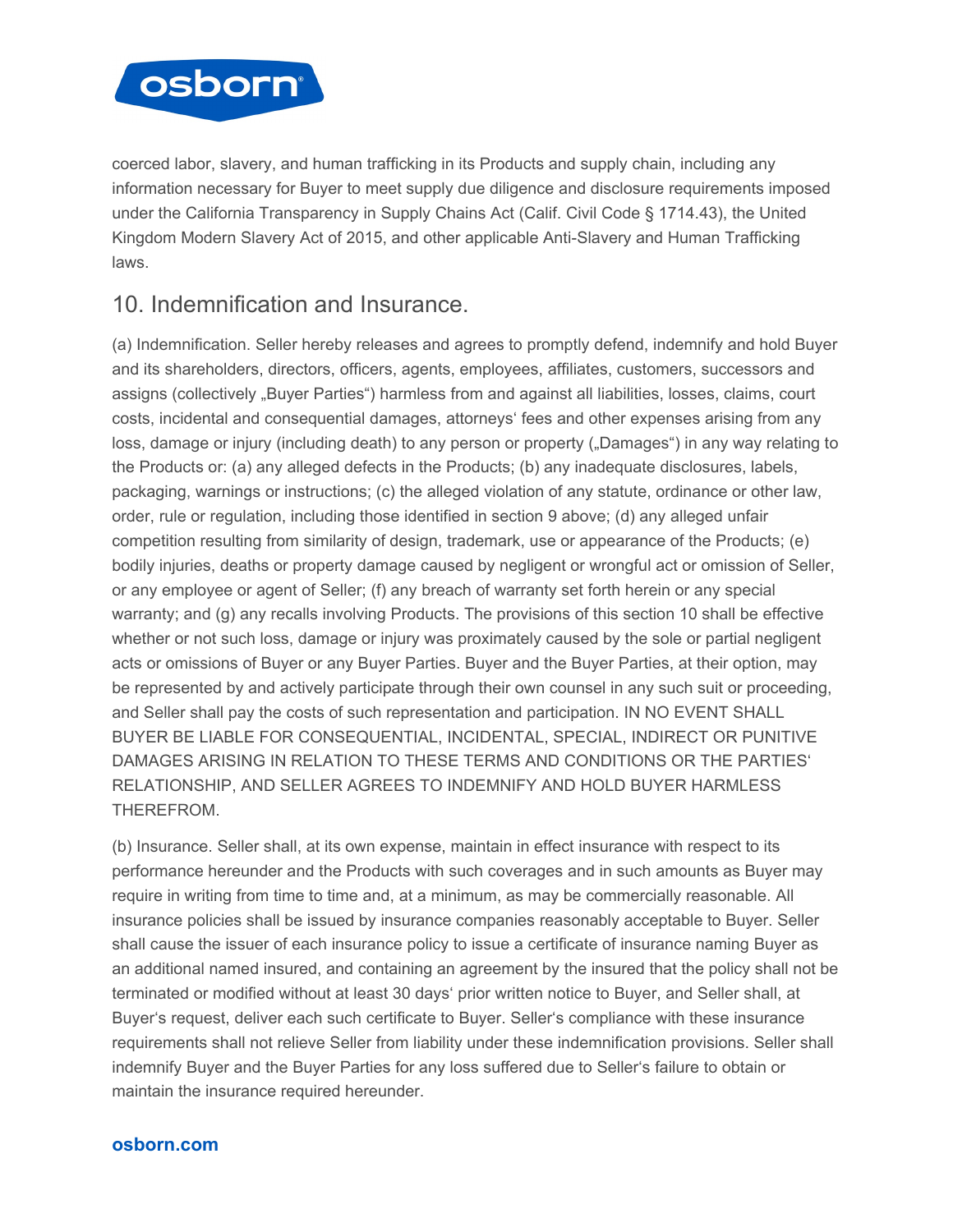coerced labor, slavery, and human trafficking in its Products and supply chain, including any information necessary for Buyer to meet supply due diligence and disclosure requirements imposed under the California Transparency in Supply Chains Act (Calif. Civil Code § 1714.43), the United Kingdom Modern Slavery Act of 2015, and other applicable Anti-Slavery and Human Trafficking laws.

## 10. Indemnification and Insurance.

(a) Indemnification. Seller hereby releases and agrees to promptly defend, indemnify and hold Buyer and its shareholders, directors, officers, agents, employees, affiliates, customers, successors and assigns (collectively „Buyer Parties") harmless from and against all liabilities, losses, claims, court costs, incidental and consequential damages, attorneys' fees and other expenses arising from any loss, damage or injury (including death) to any person or property („Damages") in any way relating to the Products or: (a) any alleged defects in the Products; (b) any inadequate disclosures, labels, packaging, warnings or instructions; (c) the alleged violation of any statute, ordinance or other law, order, rule or regulation, including those identified in section 9 above; (d) any alleged unfair competition resulting from similarity of design, trademark, use or appearance of the Products; (e) bodily injuries, deaths or property damage caused by negligent or wrongful act or omission of Seller, or any employee or agent of Seller; (f) any breach of warranty set forth herein or any special warranty; and (g) any recalls involving Products. The provisions of this section 10 shall be effective whether or not such loss, damage or injury was proximately caused by the sole or partial negligent acts or omissions of Buyer or any Buyer Parties. Buyer and the Buyer Parties, at their option, may be represented by and actively participate through their own counsel in any such suit or proceeding, and Seller shall pay the costs of such representation and participation. IN NO EVENT SHALL BUYER BE LIABLE FOR CONSEQUENTIAL, INCIDENTAL, SPECIAL, INDIRECT OR PUNITIVE DAMAGES ARISING IN RELATION TO THESE TERMS AND CONDITIONS OR THE PARTIES' RELATIONSHIP, AND SELLER AGREES TO INDEMNIFY AND HOLD BUYER HARMLESS THEREFROM.

(b) Insurance. Seller shall, at its own expense, maintain in effect insurance with respect to its performance hereunder and the Products with such coverages and in such amounts as Buyer may require in writing from time to time and, at a minimum, as may be commercially reasonable. All insurance policies shall be issued by insurance companies reasonably acceptable to Buyer. Seller shall cause the issuer of each insurance policy to issue a certificate of insurance naming Buyer as an additional named insured, and containing an agreement by the insured that the policy shall not be terminated or modified without at least 30 days' prior written notice to Buyer, and Seller shall, at Buyer's request, deliver each such certificate to Buyer. Seller's compliance with these insurance requirements shall not relieve Seller from liability under these indemnification provisions. Seller shall indemnify Buyer and the Buyer Parties for any loss suffered due to Seller's failure to obtain or maintain the insurance required hereunder.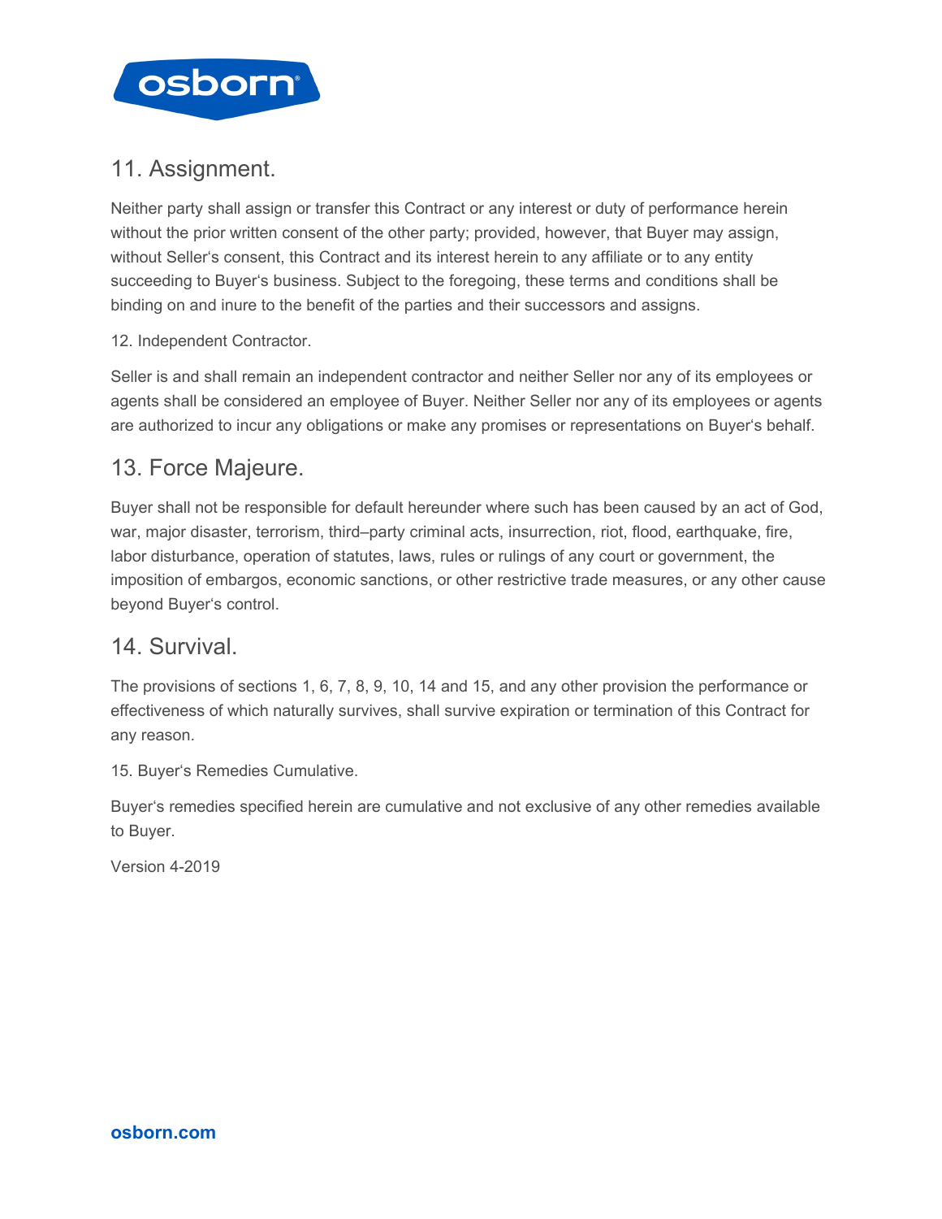## 11. Assignment.

Neither party shall assign or transfer this Contract or any interest or duty of performance herein without the prior written consent of the other party; provided, however, that Buyer may assign, without Seller's consent, this Contract and its interest herein to any affiliate or to any entity succeeding to Buyer's business. Subject to the foregoing, these terms and conditions shall be binding on and inure to the benefit of the parties and their successors and assigns.

12. Independent Contractor.

Seller is and shall remain an independent contractor and neither Seller nor any of its employees or agents shall be considered an employee of Buyer. Neither Seller nor any of its employees or agents are authorized to incur any obligations or make any promises or representations on Buyer's behalf.

## 13. Force Majeure.

Buyer shall not be responsible for default hereunder where such has been caused by an act of God, war, major disaster, terrorism, third–party criminal acts, insurrection, riot, flood, earthquake, fire, labor disturbance, operation of statutes, laws, rules or rulings of any court or government, the imposition of embargos, economic sanctions, or other restrictive trade measures, or any other cause beyond Buyer's control.

## 14. Survival.

The provisions of sections 1, 6, 7, 8, 9, 10, 14 and 15, and any other provision the performance or effectiveness of which naturally survives, shall survive expiration or termination of this Contract for any reason.

15. Buyer's Remedies Cumulative.

Buyer's remedies specified herein are cumulative and not exclusive of any other remedies available to Buyer.

Version 4-2019